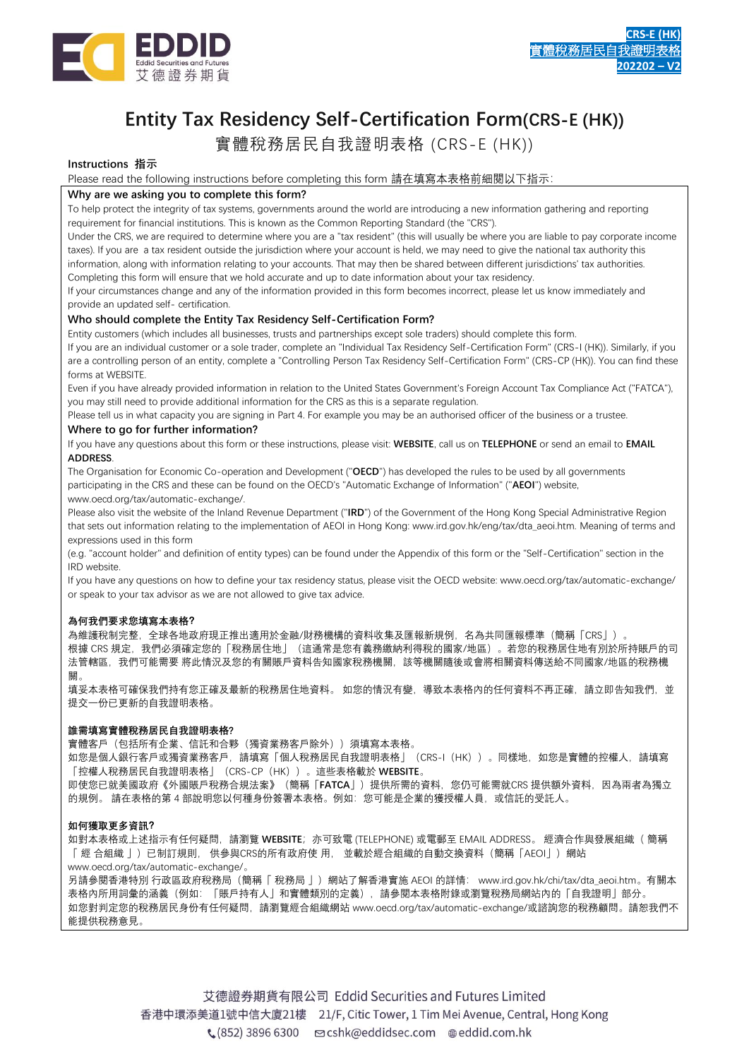CRS-E (HK)
實體稅務居民自我證明表格
202202 – V2

# Entity Tax Residency Self-Certification Form(CRS-E (HK))

## 實體稅務居民自我證明表格 (CRS-E (HK))

**Instructions 指示**

Please read the following instructions before completing this form 請在填寫本表格前細閱以下指示:

### Why are we asking you to complete this form?

To help protect the integrity of tax systems, governments around the world are introducing a new information gathering and reporting requirement for financial institutions. This is known as the Common Reporting Standard (the "CRS").

Under the CRS, we are required to determine where you are a "tax resident" (this will usually be where you are liable to pay corporate income taxes). If you are a tax resident outside the jurisdiction where your account is held, we may need to give the national tax authority this information, along with information relating to your accounts. That may then be shared between different jurisdictions' tax authorities.

Completing this form will ensure that we hold accurate and up to date information about your tax residency.

If your circumstances change and any of the information provided in this form becomes incorrect, please let us know immediately and provide an updated self- certification.

### Who should complete the Entity Tax Residency Self-Certification Form?

Entity customers (which includes all businesses, trusts and partnerships except sole traders) should complete this form.

If you are an individual customer or a sole trader, complete an "Individual Tax Residency Self-Certification Form" (CRS-I (HK)). Similarly, if you are a controlling person of an entity, complete a "Controlling Person Tax Residency Self-Certification Form" (CRS-CP (HK)). You can find these forms at WEBSITE.

Even if you have already provided information in relation to the United States Government's Foreign Account Tax Compliance Act ("FATCA"), you may still need to provide additional information for the CRS as this is a separate regulation.

Please tell us in what capacity you are signing in Part 4. For example you may be an authorised officer of the business or a trustee.

### Where to go for further information?

If you have any questions about this form or these instructions, please visit: **WEBSITE**, call us on **TELEPHONE** or send an email to **EMAIL ADDRESS**.

The Organisation for Economic Co-operation and Development ("**OECD**") has developed the rules to be used by all governments participating in the CRS and these can be found on the OECD's "Automatic Exchange of Information" ("**AEOI**") website, www.oecd.org/tax/automatic-exchange/.

Please also visit the website of the Inland Revenue Department ("**IRD**") of the Government of the Hong Kong Special Administrative Region that sets out information relating to the implementation of AEOI in Hong Kong: www.ird.gov.hk/eng/tax/dta_aeoi.htm. Meaning of terms and expressions used in this form

(e.g. "account holder" and definition of entity types) can be found under the Appendix of this form or the "Self-Certification" section in the IRD website.

If you have any questions on how to define your tax residency status, please visit the OECD website: www.oecd.org/tax/automatic-exchange/ or speak to your tax advisor as we are not allowed to give tax advice.

### 為何我們要求您填寫本表格?

為維護稅制完整,全球各地政府現正推出適用於金融/財務機構的資料收集及匯報新規例,名為共同匯報標準(簡稱「CRS」)。

根據 CRS 規定,我們必須確定您的「稅務居住地」(這通常是您有義務繳納利得稅的國家/地區)。若您的稅務居住地有別於所持賬戶的司法管轄區,我們可能需要 將此情況及您的有關賬戶資料告知國家稅務機關,該等機關隨後或會將相關資料傳送給不同國家/地區的稅務機關。

填妥本表格可確保我們持有您正確及最新的稅務居住地資料。 如您的情況有變,導致本表格內的任何資料不再正確,請立即告知我們,並提交一份已更新的自我證明表格。

### 誰需填寫實體稅務居民自我證明表格?

實體客戶(包括所有企業、信託和合夥(獨資業務客戶除外))須填寫本表格。

如您是個人銀行客戶或獨資業務客戶,請填寫「個人稅務居民自我證明表格」(CRS-I(HK))。同樣地,如您是實體的控權人,請填寫「控權人稅務居民自我證明表格」(CRS-CP(HK))。這些表格載於 **WEBSITE**。

即使您已就美國政府《外國賬戶稅務合規法案》(簡稱「**FATCA**」)提供所需的資料,您仍可能需就CRS 提供額外資料,因為兩者為獨立的規例。 請在表格的第 4 部說明您以何種身份簽署本表格。例如:您可能是企業的獲授權人員,或信託的受託人。

### 如何獲取更多資訊?

如對本表格或上述指示有任何疑問,請瀏覽 **WEBSITE**;亦可致電 (TELEPHONE) 或電郵至 EMAIL ADDRESS。 經濟合作與發展組織(簡稱「經合組織」)已制訂規則, 供參與CRS的所有政府使 用, 並載於經合組織的自動交換資料(簡稱「AEOI」)網站 www.oecd.org/tax/automatic-exchange/。

另請參閱香港特別行政區政府稅務局(簡稱「稅務局」)網站了解香港實施 AEOI 的詳情: www.ird.gov.hk/chi/tax/dta_aeoi.htm。有關本表格內所用詞彙的涵義(例如:「賬戶持有人」和實體類別的定義),請參閱本表格附錄或瀏覽稅務局網站內的「自我證明」部分。

如您對判定您的稅務居民身份有任何疑問,請瀏覽經合組織網站 www.oecd.org/tax/automatic-exchange/或諮詢您的稅務顧問。請恕我們不能提供稅務意見。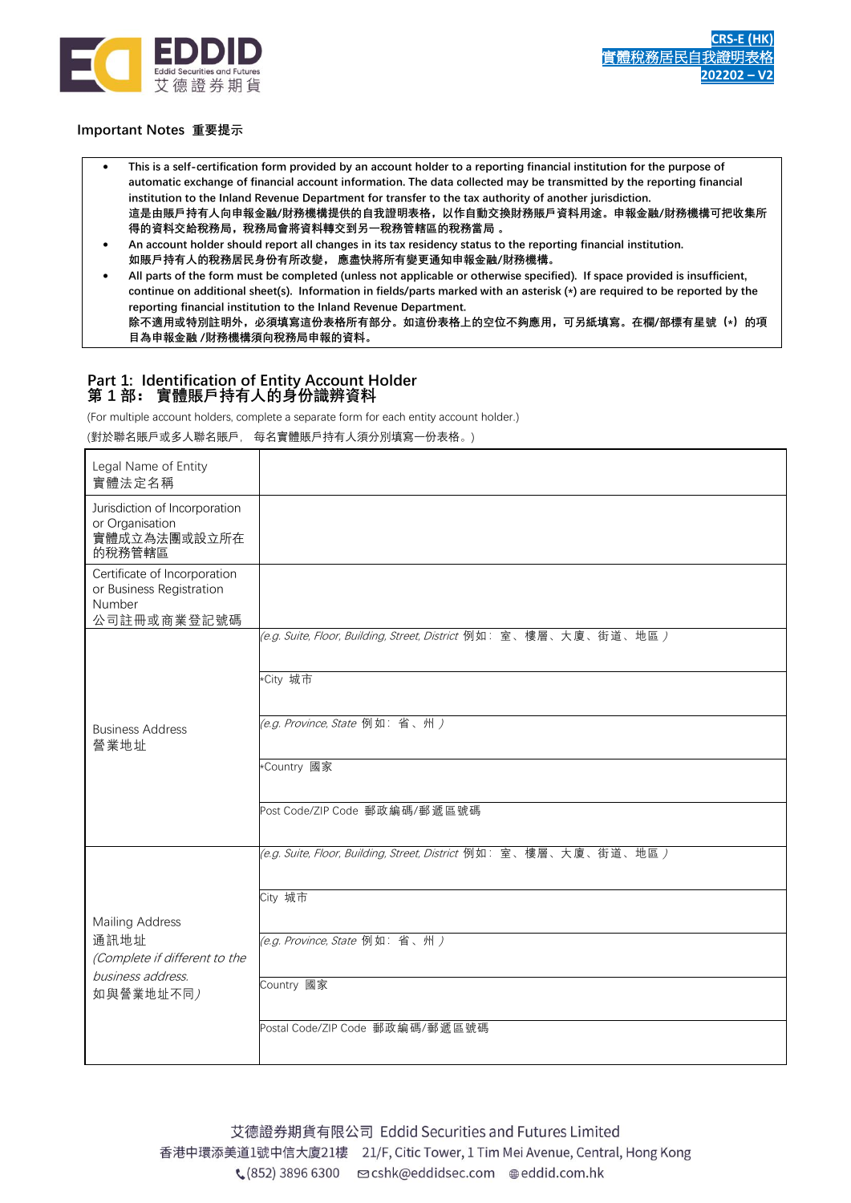## Important Notes 重要提示

- This is a self-certification form provided by an account holder to a reporting financial institution for the purpose of automatic exchange of financial account information. The data collected may be transmitted by the reporting financial institution to the Inland Revenue Department for transfer to the tax authority of another jurisdiction.
  這是由賬戶持有人向申報金融/財務機構提供的自我證明表格，以作自動交換財務賬戶資料用途。申報金融/財務機構可把收集所得的資料交給稅務局，稅務局會將資料轉交到另一稅務管轄區的稅務當局 。
- An account holder should report all changes in its tax residency status to the reporting financial institution.
  如賬戶持有人的稅務居民身份有所改變， 應盡快將所有變更通知申報金融/財務機構。
- All parts of the form must be completed (unless not applicable or otherwise specified). If space provided is insufficient, continue on additional sheet(s). Information in fields/parts marked with an asterisk (*) are required to be reported by the reporting financial institution to the Inland Revenue Department.
  除不適用或特別註明外，必須填寫這份表格所有部分。如這份表格上的空位不夠應用，可另紙填寫。在欄/部標有星號（*）的項目為申報金融 /財務機構須向稅務局申報的資料。

## Part 1: Identification of Entity Account Holder
## 第 1 部： 實體賬戶持有人的身份識辨資料

(For multiple account holders, complete a separate form for each entity account holder.)

(對於聯名賬戶或多人聯名賬戶， 每名實體賬戶持有人須分別填寫一份表格。)

| | |
|---|---|
| Legal Name of Entity 實體法定名稱 | |
| Jurisdiction of Incorporation or Organisation 實體成立為法團或設立所在的稅務管轄區 | |
| Certificate of Incorporation or Business Registration Number 公司註冊或商業登記號碼 | |
| Business Address 營業地址 | *(e.g. Suite, Floor, Building, Street, District* 例如： 室、樓層、大廈、街道、地區 *)* |
| | *City 城市 |
| | *(e.g. Province, State* 例如： 省、州 *)* |
| | *Country 國家 |
| | Post Code/ZIP Code 郵政編碼/郵遞區號碼 |
| Mailing Address 通訊地址 *(Complete if different to the business address.* 如與營業地址不同*)* | *(e.g. Suite, Floor, Building, Street, District* 例如： 室、樓層、大廈、街道、地區 *)* |
| | City 城市 |
| | *(e.g. Province, State* 例如： 省、州 *)* |
| | Country 國家 |
| | Postal Code/ZIP Code 郵政編碼/郵遞區號碼 |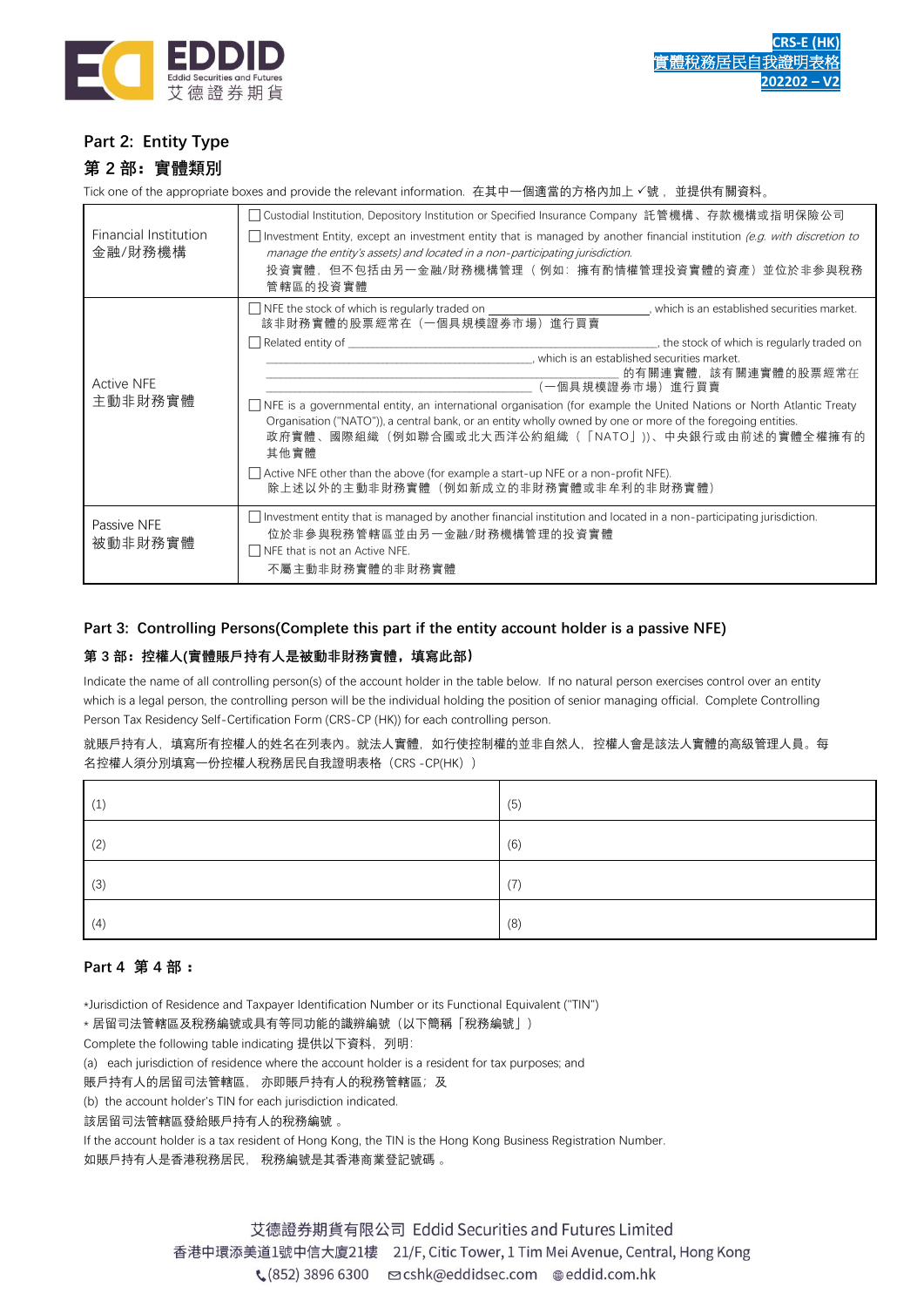## Part 2: Entity Type

## 第 2 部：實體類別

Tick one of the appropriate boxes and provide the relevant information. 在其中一個適當的方格內加上 ✓號， 並提供有關資料。

| | |
|---|---|
| Financial Institution<br>金融/財務機構 | ☐ Custodial Institution, Depository Institution or Specified Insurance Company 託管機構、存款機構或指明保險公司<br>☐ Investment Entity, except an investment entity that is managed by another financial institution *(e.g. with discretion to manage the entity's assets) and located in a non-participating jurisdiction.*<br>投資實體，但不包括由另一金融/財務機構管理（例如：擁有酌情權管理投資實體的資產）並位於非參與稅務管轄區的投資實體 |
| Active NFE<br>主動非財務實體 | ☐ NFE the stock of which is regularly traded on ______________________, which is an established securities market.<br>該非財務實體的股票經常在（一個具規模證券市場）進行買賣<br>☐ Related entity of ______________________, the stock of which is regularly traded on ______________________, which is an established securities market.<br>______________________的有關連實體，該有關連實體的股票經常在______________________（一個具規模證券市場）進行買賣<br>☐ NFE is a governmental entity, an international organisation (for example the United Nations or North Atlantic Treaty Organisation ("NATO")), a central bank, or an entity wholly owned by one or more of the foregoing entities.<br>政府實體、國際組織（例如聯合國或北大西洋公約組織（「NATO」））、中央銀行或由前述的實體全權擁有的其他實體<br>☐ Active NFE other than the above (for example a start-up NFE or a non-profit NFE).<br>除上述以外的主動非財務實體（例如新成立的非財務實體或非牟利的非財務實體） |
| Passive NFE<br>被動非財務實體 | ☐ Investment entity that is managed by another financial institution and located in a non-participating jurisdiction.<br>位於非參與稅務管轄區並由另一金融/財務機構管理的投資實體<br>☐ NFE that is not an Active NFE.<br>不屬主動非財務實體的非財務實體 |

## Part 3: Controlling Persons(Complete this part if the entity account holder is a passive NFE)

### 第 3 部：控權人(實體賬戶持有人是被動非財務實體，填寫此部)

Indicate the name of all controlling person(s) of the account holder in the table below. If no natural person exercises control over an entity which is a legal person, the controlling person will be the individual holding the position of senior managing official. Complete Controlling Person Tax Residency Self-Certification Form (CRS-CP (HK)) for each controlling person.

就賬戶持有人，填寫所有控權人的姓名在列表內。就法人實體，如行使控制權的並非自然人，控權人會是該法人實體的高級管理人員。每名控權人須分別填寫一份控權人稅務居民自我證明表格（CRS -CP(HK)）

| | |
|---|---|
| (1) | (5) |
| (2) | (6) |
| (3) | (7) |
| (4) | (8) |

## Part 4 第 4 部：

*Jurisdiction of Residence and Taxpayer Identification Number or its Functional Equivalent ("TIN")

* 居留司法管轄區及稅務編號或具有等同功能的識辨編號（以下簡稱「稅務編號」）

Complete the following table indicating 提供以下資料，列明:

(a) each jurisdiction of residence where the account holder is a resident for tax purposes; and

賬戶持有人的居留司法管轄區， 亦即賬戶持有人的稅務管轄區；及

(b) the account holder's TIN for each jurisdiction indicated.

該居留司法管轄區發給賬戶持有人的稅務編號 。

If the account holder is a tax resident of Hong Kong, the TIN is the Hong Kong Business Registration Number.

如賬戶持有人是香港稅務居民， 稅務編號是其香港商業登記號碼 。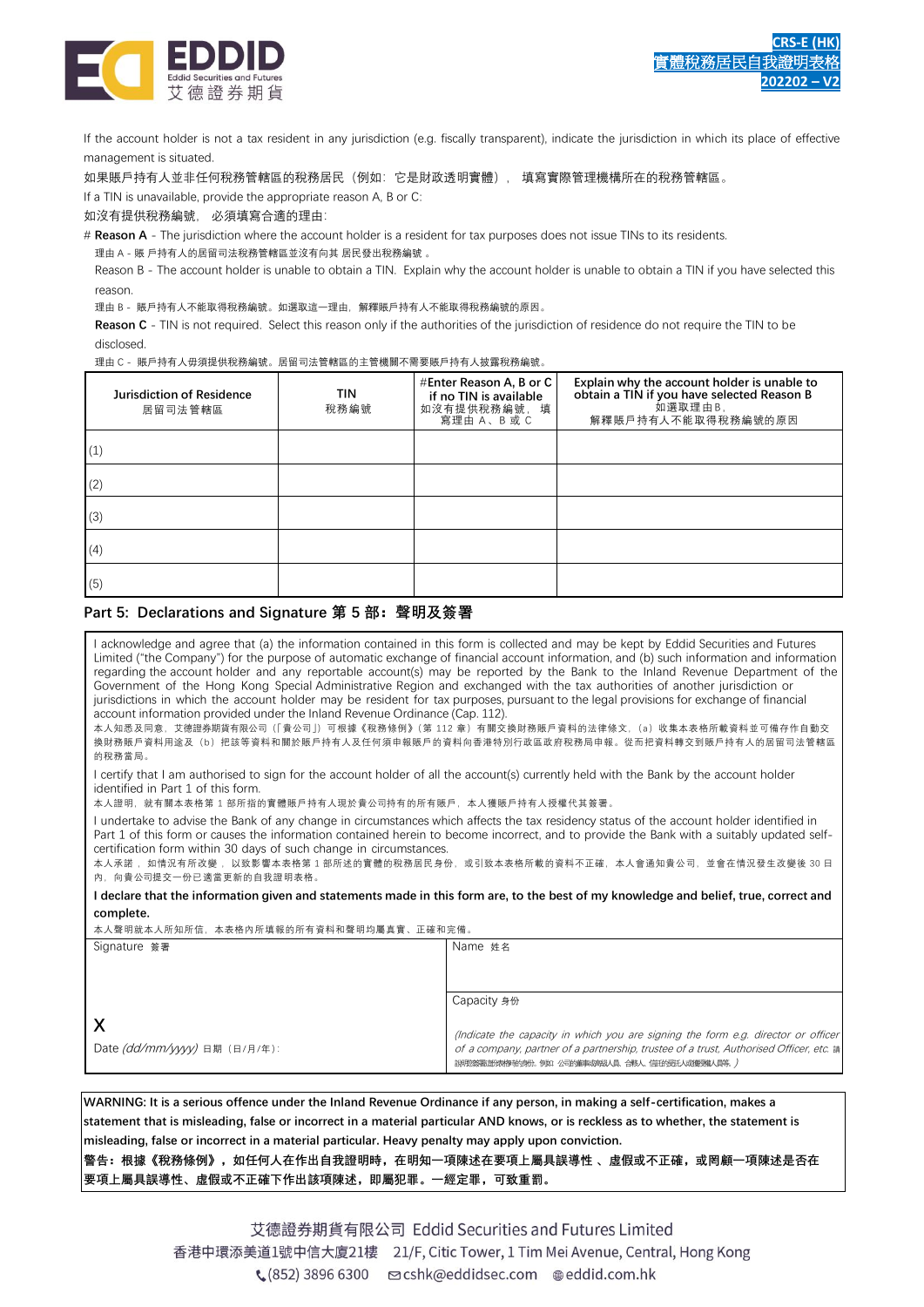If the account holder is not a tax resident in any jurisdiction (e.g. fiscally transparent), indicate the jurisdiction in which its place of effective management is situated.

如果賬戶持有人並非任何稅務管轄區的稅務居民（例如：它是財政透明實體）， 填寫實際管理機構所在的稅務管轄區。

If a TIN is unavailable, provide the appropriate reason A, B or C:

如沒有提供稅務編號， 必須填寫合適的理由:

# **Reason A** - The jurisdiction where the account holder is a resident for tax purposes does not issue TINs to its residents.

理由 A - 賬 戶持有人的居留司法稅務管轄區並沒有向其 居民發出稅務編號 。

Reason B - The account holder is unable to obtain a TIN. Explain why the account holder is unable to obtain a TIN if you have selected this reason.

理由 B - 賬戶持有人不能取得稅務編號。如選取這一理由，解釋賬戶持有人不能取得稅務編號的原因。

**Reason C** - TIN is not required. Select this reason only if the authorities of the jurisdiction of residence do not require the TIN to be disclosed.

理由 C - 賬戶持有人毋須提供稅務編號。居留司法管轄區的主管機關不需要賬戶持有人披露稅務編號。

| Jurisdiction of Residence 居留司法管轄區 | TIN 稅務編號 | #Enter Reason A, B or C if no TIN is available 如沒有提供稅務編號， 填寫理由 A、B 或 C | Explain why the account holder is unable to obtain a TIN if you have selected Reason B 如選取理由 B， 解釋賬戶持有人不能取得稅務編號的原因 |
|---|---|---|---|
| (1) | | | |
| (2) | | | |
| (3) | | | |
| (4) | | | |
| (5) | | | |

## Part 5: Declarations and Signature 第 5 部：聲明及簽署

I acknowledge and agree that (a) the information contained in this form is collected and may be kept by Eddid Securities and Futures Limited ("the Company") for the purpose of automatic exchange of financial account information, and (b) such information and information regarding the account holder and any reportable account(s) may be reported by the Bank to the Inland Revenue Department of the Government of the Hong Kong Special Administrative Region and exchanged with the tax authorities of another jurisdiction or jurisdictions in which the account holder may be resident for tax purposes, pursuant to the legal provisions for exchange of financial account information provided under the Inland Revenue Ordinance (Cap. 112).

本人知悉及同意，艾德證券期貨有限公司（「貴公司」）可根據《稅務條例》（第 112 章）有關交換財務賬戶資料的法律條文，（a）收集本表格所載資料並可備存作自動交換財務賬戶資料用途及（b）把該等資料和關於賬戶持有人及任何須申報賬戶的資料向香港特別行政區政府稅務局申報。從而把資料轉交到賬戶持有人的居留司法管轄區的稅務當局。

I certify that I am authorised to sign for the account holder of all the account(s) currently held with the Bank by the account holder identified in Part 1 of this form.

本人證明，就有關本表格第 1 部所指的實體賬戶持有人現於貴公司持有的所有賬戶，本人獲賬戶持有人授權代其簽署。

I undertake to advise the Bank of any change in circumstances which affects the tax residency status of the account holder identified in Part 1 of this form or causes the information contained herein to become incorrect, and to provide the Bank with a suitably updated self-certification form within 30 days of such change in circumstances.

本人承諾，如情況有所改變，以致影響本表格第 1 部所述的實體的稅務居民身份，或引致本表格所載的資料不正確，本人會通知貴公司，並會在情況發生改變後 30 日內，向貴公司提交一份已適當更新的自我證明表格。

**I declare that the information given and statements made in this form are, to the best of my knowledge and belief, true, correct and complete.**

本人聲明就本人所知所信，本表格內所填報的所有資料和聲明均屬真實、正確和完備。

| Signature 簽署 | Name 姓名 |
|---|---|
| X | Capacity 身份 |
| Date *(dd/mm/yyyy)* 日期（日/月/年）: | *(Indicate the capacity in which you are signing the form e.g. director or officer of a company, partner of a partnership, trustee of a trust, Authorised Officer, etc. 請註明你簽署此表格的身份。例如 公司的董事或高級人員，合夥人，信託的受託人或獲授權人員等。)* |

**WARNING: It is a serious offence under the Inland Revenue Ordinance if any person, in making a self-certification, makes a statement that is misleading, false or incorrect in a material particular AND knows, or is reckless as to whether, the statement is misleading, false or incorrect in a material particular. Heavy penalty may apply upon conviction.**

**警告：根據《稅務條例》，如任何人在作出自我證明時，在明知一項陳述在要項上屬具誤導性 、虛假或不正確，或罔顧一項陳述是否在要項上屬具誤導性、虛假或不正確下作出該項陳述，即屬犯罪。一經定罪，可致重罰。**

艾德證券期貨有限公司 Eddid Securities and Futures Limited
香港中環添美道1號中信大廈21樓 21/F, Citic Tower, 1 Tim Mei Avenue, Central, Hong Kong
(852) 3896 6300 cshk@eddidsec.com eddid.com.hk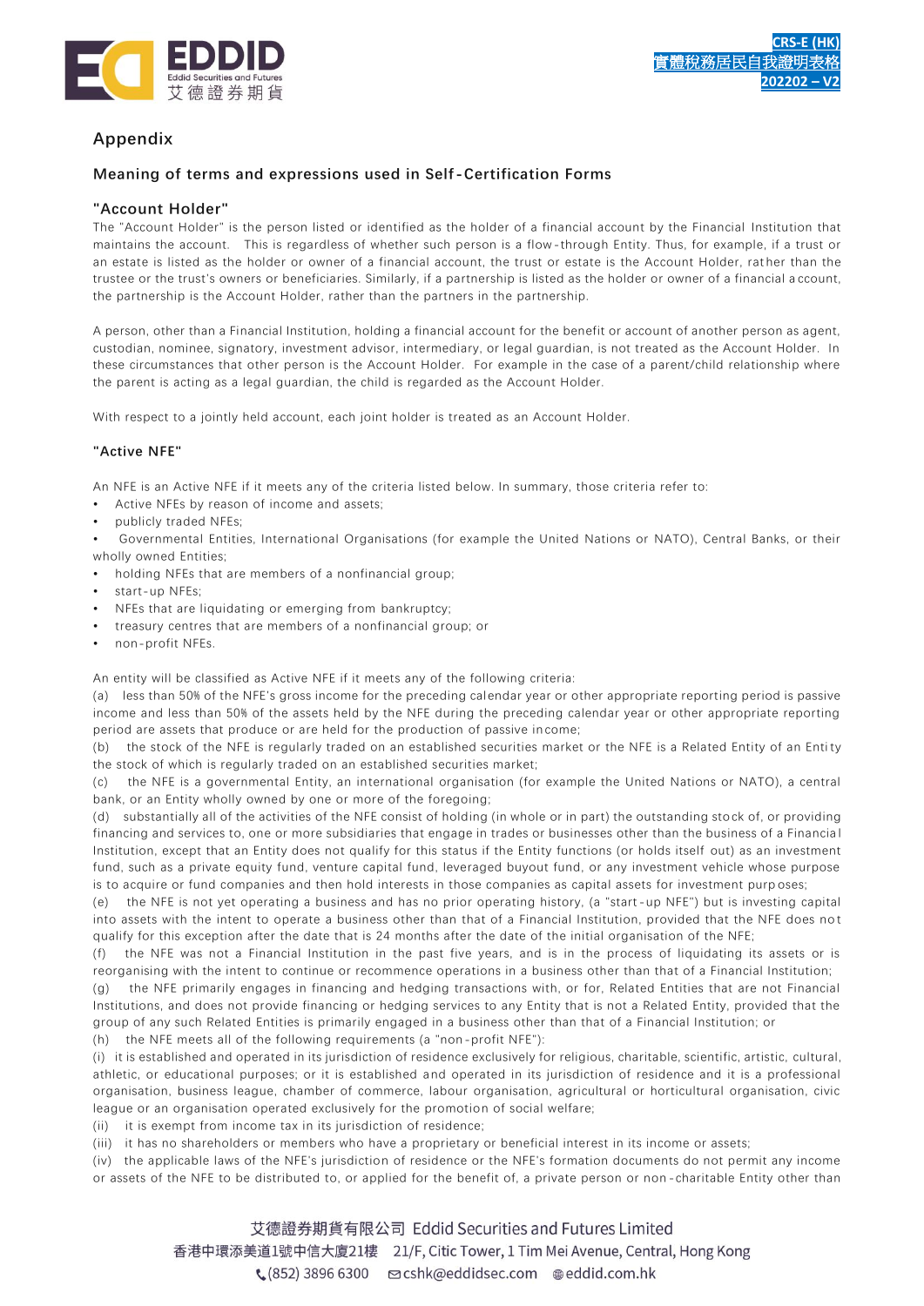## Appendix

### Meaning of terms and expressions used in Self-Certification Forms

#### "Account Holder"

The "Account Holder" is the person listed or identified as the holder of a financial account by the Financial Institution that maintains the account. This is regardless of whether such person is a flow-through Entity. Thus, for example, if a trust or an estate is listed as the holder or owner of a financial account, the trust or estate is the Account Holder, rather than the trustee or the trust's owners or beneficiaries. Similarly, if a partnership is listed as the holder or owner of a financial account, the partnership is the Account Holder, rather than the partners in the partnership.

A person, other than a Financial Institution, holding a financial account for the benefit or account of another person as agent, custodian, nominee, signatory, investment advisor, intermediary, or legal guardian, is not treated as the Account Holder. In these circumstances that other person is the Account Holder. For example in the case of a parent/child relationship where the parent is acting as a legal guardian, the child is regarded as the Account Holder.

With respect to a jointly held account, each joint holder is treated as an Account Holder.

#### "Active NFE"

An NFE is an Active NFE if it meets any of the criteria listed below. In summary, those criteria refer to:

- Active NFEs by reason of income and assets;
- publicly traded NFEs;
- Governmental Entities, International Organisations (for example the United Nations or NATO), Central Banks, or their wholly owned Entities;
- holding NFEs that are members of a nonfinancial group;
- start-up NFEs;
- NFEs that are liquidating or emerging from bankruptcy;
- treasury centres that are members of a nonfinancial group; or
- non-profit NFEs.

An entity will be classified as Active NFE if it meets any of the following criteria:

(a) less than 50% of the NFE's gross income for the preceding calendar year or other appropriate reporting period is passive income and less than 50% of the assets held by the NFE during the preceding calendar year or other appropriate reporting period are assets that produce or are held for the production of passive income;

(b) the stock of the NFE is regularly traded on an established securities market or the NFE is a Related Entity of an Entity the stock of which is regularly traded on an established securities market;

(c) the NFE is a governmental Entity, an international organisation (for example the United Nations or NATO), a central bank, or an Entity wholly owned by one or more of the foregoing;

(d) substantially all of the activities of the NFE consist of holding (in whole or in part) the outstanding stock of, or providing financing and services to, one or more subsidiaries that engage in trades or businesses other than the business of a Financial Institution, except that an Entity does not qualify for this status if the Entity functions (or holds itself out) as an investment fund, such as a private equity fund, venture capital fund, leveraged buyout fund, or any investment vehicle whose purpose is to acquire or fund companies and then hold interests in those companies as capital assets for investment purposes;

(e) the NFE is not yet operating a business and has no prior operating history, (a "start-up NFE") but is investing capital into assets with the intent to operate a business other than that of a Financial Institution, provided that the NFE does not qualify for this exception after the date that is 24 months after the date of the initial organisation of the NFE;

(f) the NFE was not a Financial Institution in the past five years, and is in the process of liquidating its assets or is reorganising with the intent to continue or recommence operations in a business other than that of a Financial Institution;

(g) the NFE primarily engages in financing and hedging transactions with, or for, Related Entities that are not Financial Institutions, and does not provide financing or hedging services to any Entity that is not a Related Entity, provided that the group of any such Related Entities is primarily engaged in a business other than that of a Financial Institution; or

(h) the NFE meets all of the following requirements (a "non-profit NFE"):

(i) it is established and operated in its jurisdiction of residence exclusively for religious, charitable, scientific, artistic, cultural, athletic, or educational purposes; or it is established and operated in its jurisdiction of residence and it is a professional organisation, business league, chamber of commerce, labour organisation, agricultural or horticultural organisation, civic league or an organisation operated exclusively for the promotion of social welfare;

(ii) it is exempt from income tax in its jurisdiction of residence;

(iii) it has no shareholders or members who have a proprietary or beneficial interest in its income or assets;

(iv) the applicable laws of the NFE's jurisdiction of residence or the NFE's formation documents do not permit any income or assets of the NFE to be distributed to, or applied for the benefit of, a private person or non-charitable Entity other than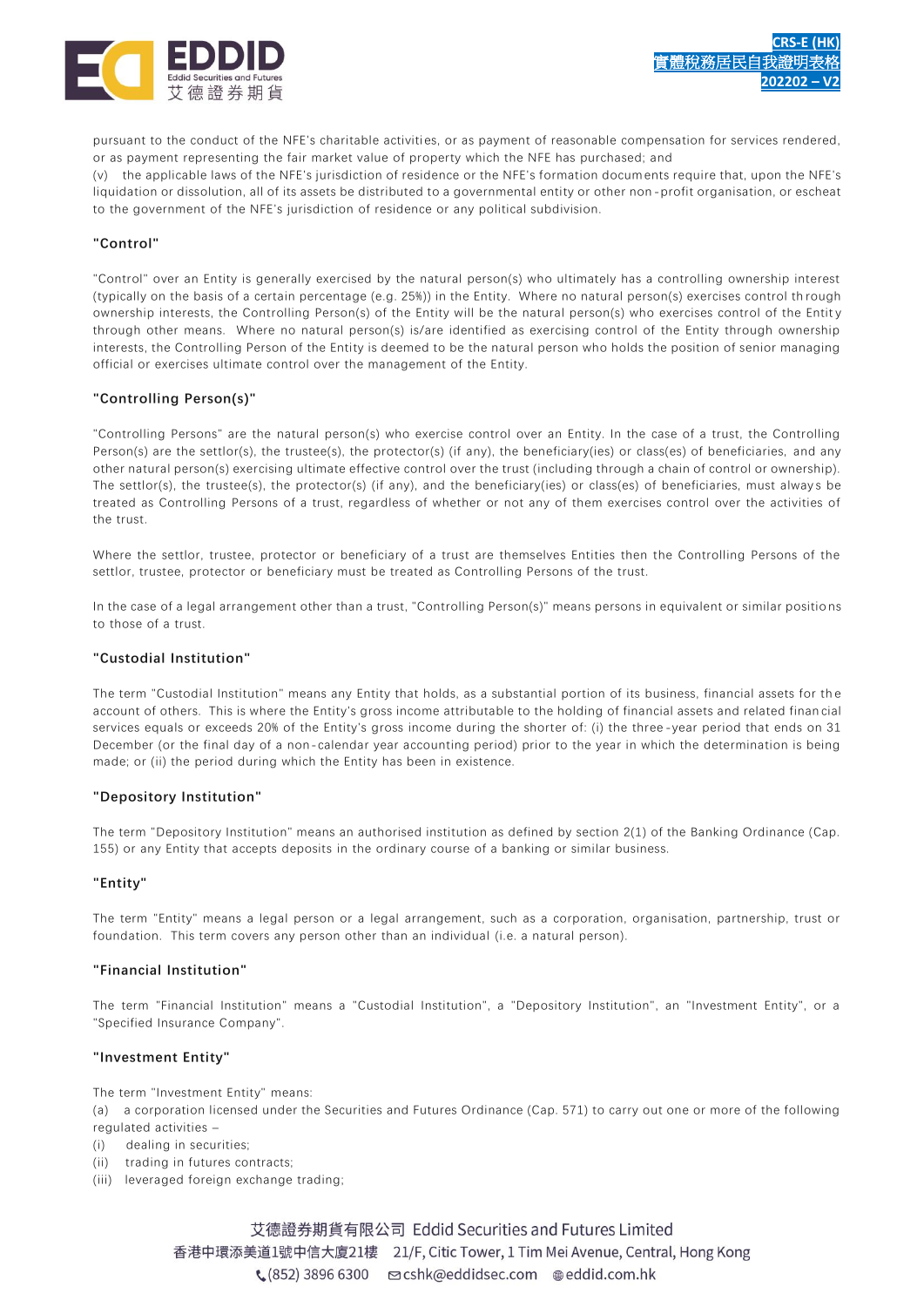pursuant to the conduct of the NFE's charitable activities, or as payment of reasonable compensation for services rendered, or as payment representing the fair market value of property which the NFE has purchased; and

(v) the applicable laws of the NFE's jurisdiction of residence or the NFE's formation documents require that, upon the NFE's liquidation or dissolution, all of its assets be distributed to a governmental entity or other non-profit organisation, or escheat to the government of the NFE's jurisdiction of residence or any political subdivision.

### "Control"

"Control" over an Entity is generally exercised by the natural person(s) who ultimately has a controlling ownership interest (typically on the basis of a certain percentage (e.g. 25%)) in the Entity. Where no natural person(s) exercises control through ownership interests, the Controlling Person(s) of the Entity will be the natural person(s) who exercises control of the Entity through other means. Where no natural person(s) is/are identified as exercising control of the Entity through ownership interests, the Controlling Person of the Entity is deemed to be the natural person who holds the position of senior managing official or exercises ultimate control over the management of the Entity.

### "Controlling Person(s)"

"Controlling Persons" are the natural person(s) who exercise control over an Entity. In the case of a trust, the Controlling Person(s) are the settlor(s), the trustee(s), the protector(s) (if any), the beneficiary(ies) or class(es) of beneficiaries, and any other natural person(s) exercising ultimate effective control over the trust (including through a chain of control or ownership). The settlor(s), the trustee(s), the protector(s) (if any), and the beneficiary(ies) or class(es) of beneficiaries, must always be treated as Controlling Persons of a trust, regardless of whether or not any of them exercises control over the activities of the trust.

Where the settlor, trustee, protector or beneficiary of a trust are themselves Entities then the Controlling Persons of the settlor, trustee, protector or beneficiary must be treated as Controlling Persons of the trust.

In the case of a legal arrangement other than a trust, "Controlling Person(s)" means persons in equivalent or similar positions to those of a trust.

### "Custodial Institution"

The term "Custodial Institution" means any Entity that holds, as a substantial portion of its business, financial assets for the account of others. This is where the Entity's gross income attributable to the holding of financial assets and related financial services equals or exceeds 20% of the Entity's gross income during the shorter of: (i) the three-year period that ends on 31 December (or the final day of a non-calendar year accounting period) prior to the year in which the determination is being made; or (ii) the period during which the Entity has been in existence.

### "Depository Institution"

The term "Depository Institution" means an authorised institution as defined by section 2(1) of the Banking Ordinance (Cap. 155) or any Entity that accepts deposits in the ordinary course of a banking or similar business.

### "Entity"

The term "Entity" means a legal person or a legal arrangement, such as a corporation, organisation, partnership, trust or foundation. This term covers any person other than an individual (i.e. a natural person).

### "Financial Institution"

The term "Financial Institution" means a "Custodial Institution", a "Depository Institution", an "Investment Entity", or a "Specified Insurance Company".

### "Investment Entity"

The term "Investment Entity" means:

(a) a corporation licensed under the Securities and Futures Ordinance (Cap. 571) to carry out one or more of the following regulated activities –

(i) dealing in securities;

(ii) trading in futures contracts;

(iii) leveraged foreign exchange trading;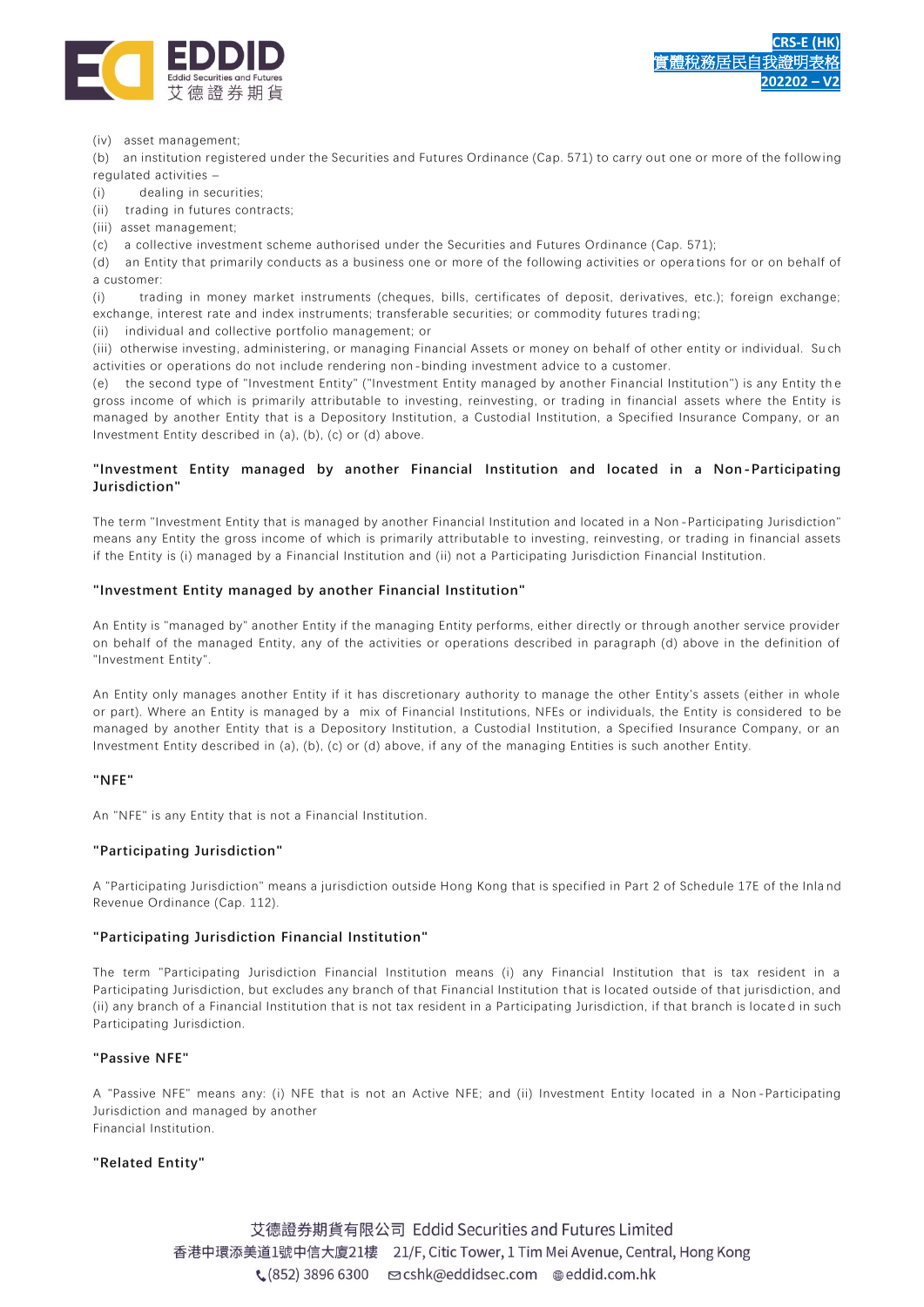(iv) asset management;

(b) an institution registered under the Securities and Futures Ordinance (Cap. 571) to carry out one or more of the following regulated activities –

(i) dealing in securities;

(ii) trading in futures contracts;

(iii) asset management;

(c) a collective investment scheme authorised under the Securities and Futures Ordinance (Cap. 571);

(d) an Entity that primarily conducts as a business one or more of the following activities or operations for or on behalf of a customer:

(i) trading in money market instruments (cheques, bills, certificates of deposit, derivatives, etc.); foreign exchange; exchange, interest rate and index instruments; transferable securities; or commodity futures trading;

(ii) individual and collective portfolio management; or

(iii) otherwise investing, administering, or managing Financial Assets or money on behalf of other entity or individual. Such activities or operations do not include rendering non-binding investment advice to a customer.

(e) the second type of "Investment Entity" ("Investment Entity managed by another Financial Institution") is any Entity the gross income of which is primarily attributable to investing, reinvesting, or trading in financial assets where the Entity is managed by another Entity that is a Depository Institution, a Custodial Institution, a Specified Insurance Company, or an Investment Entity described in (a), (b), (c) or (d) above.

**"Investment Entity managed by another Financial Institution and located in a Non-Participating Jurisdiction"**

The term "Investment Entity that is managed by another Financial Institution and located in a Non-Participating Jurisdiction" means any Entity the gross income of which is primarily attributable to investing, reinvesting, or trading in financial assets if the Entity is (i) managed by a Financial Institution and (ii) not a Participating Jurisdiction Financial Institution.

**"Investment Entity managed by another Financial Institution"**

An Entity is "managed by" another Entity if the managing Entity performs, either directly or through another service provider on behalf of the managed Entity, any of the activities or operations described in paragraph (d) above in the definition of "Investment Entity".

An Entity only manages another Entity if it has discretionary authority to manage the other Entity's assets (either in whole or part). Where an Entity is managed by a mix of Financial Institutions, NFEs or individuals, the Entity is considered to be managed by another Entity that is a Depository Institution, a Custodial Institution, a Specified Insurance Company, or an Investment Entity described in (a), (b), (c) or (d) above, if any of the managing Entities is such another Entity.

**"NFE"**

An "NFE" is any Entity that is not a Financial Institution.

**"Participating Jurisdiction"**

A "Participating Jurisdiction" means a jurisdiction outside Hong Kong that is specified in Part 2 of Schedule 17E of the Inland Revenue Ordinance (Cap. 112).

**"Participating Jurisdiction Financial Institution"**

The term "Participating Jurisdiction Financial Institution means (i) any Financial Institution that is tax resident in a Participating Jurisdiction, but excludes any branch of that Financial Institution that is located outside of that jurisdiction, and (ii) any branch of a Financial Institution that is not tax resident in a Participating Jurisdiction, if that branch is located in such Participating Jurisdiction.

**"Passive NFE"**

A "Passive NFE" means any: (i) NFE that is not an Active NFE; and (ii) Investment Entity located in a Non-Participating Jurisdiction and managed by another Financial Institution.

**"Related Entity"**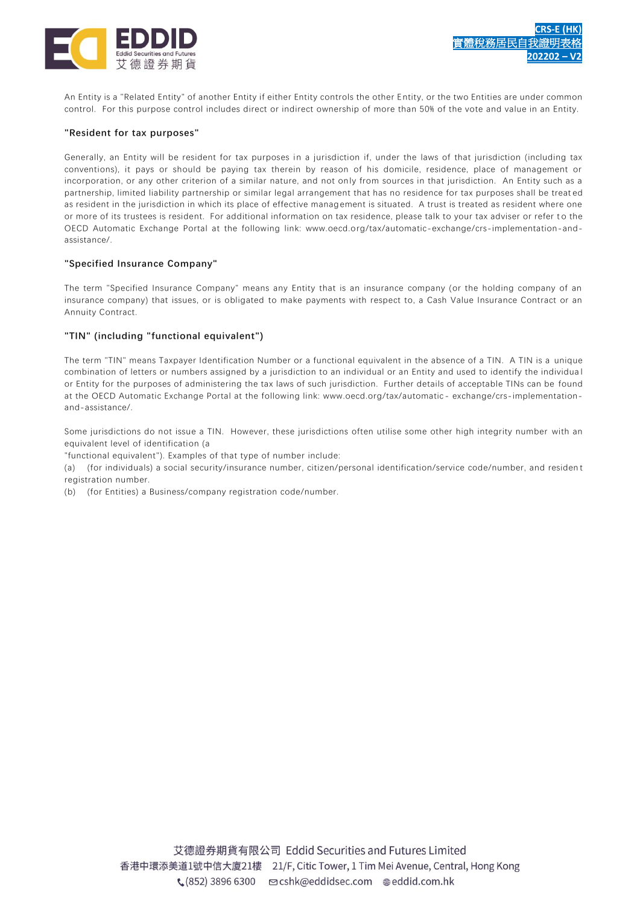An Entity is a "Related Entity" of another Entity if either Entity controls the other Entity, or the two Entities are under common control. For this purpose control includes direct or indirect ownership of more than 50% of the vote and value in an Entity.

### "Resident for tax purposes"

Generally, an Entity will be resident for tax purposes in a jurisdiction if, under the laws of that jurisdiction (including tax conventions), it pays or should be paying tax therein by reason of his domicile, residence, place of management or incorporation, or any other criterion of a similar nature, and not only from sources in that jurisdiction. An Entity such as a partnership, limited liability partnership or similar legal arrangement that has no residence for tax purposes shall be treated as resident in the jurisdiction in which its place of effective management is situated. A trust is treated as resident where one or more of its trustees is resident. For additional information on tax residence, please talk to your tax adviser or refer to the OECD Automatic Exchange Portal at the following link: www.oecd.org/tax/automatic-exchange/crs-implementation-and-assistance/.

### "Specified Insurance Company"

The term "Specified Insurance Company" means any Entity that is an insurance company (or the holding company of an insurance company) that issues, or is obligated to make payments with respect to, a Cash Value Insurance Contract or an Annuity Contract.

### "TIN" (including "functional equivalent")

The term "TIN" means Taxpayer Identification Number or a functional equivalent in the absence of a TIN. A TIN is a unique combination of letters or numbers assigned by a jurisdiction to an individual or an Entity and used to identify the individual or Entity for the purposes of administering the tax laws of such jurisdiction. Further details of acceptable TINs can be found at the OECD Automatic Exchange Portal at the following link: www.oecd.org/tax/automatic- exchange/crs-implementation-and-assistance/.

Some jurisdictions do not issue a TIN. However, these jurisdictions often utilise some other high integrity number with an equivalent level of identification (a
"functional equivalent"). Examples of that type of number include:

(a) (for individuals) a social security/insurance number, citizen/personal identification/service code/number, and resident registration number.

(b) (for Entities) a Business/company registration code/number.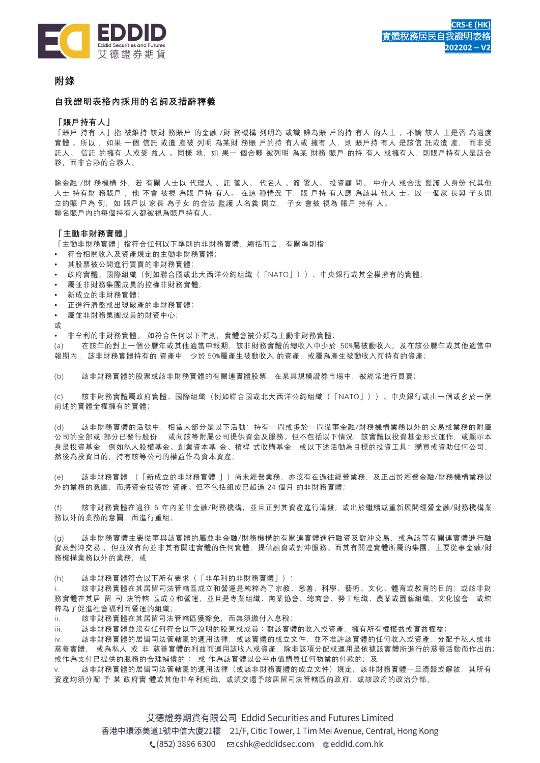## 附錄

### 自我證明表格內採用的名詞及措辭釋義

**「賬戶持有人」**

「賬戶持有人」指被維持該財務賬戶的金融/財務機構列明為或識辨為賬戶的持有人的人士，不論該人士是否為過渡實體。所以，如果一個信託或遺產被列明為某財務賬戶的持有人或擁有人，則賬戶持有人是該信託或遺產，而非受託人、信託的擁有人或受益人。同樣地，如果一個合夥被列明為某財務賬戶的持有人或擁有人，則賬戶持有人是該合夥，而非合夥的合夥人。

除金融/財務機構外，若有關人士以代理人、託管人、代名人、簽署人、投資顧問、中介人或合法監護人身份代其他人士持有財務賬戶，他不會被視為賬戶持有人。在這種情況下，賬戶持有人應為該其他人士。以一個家長與子女開立的賬戶為例，如賬戶以家長為子女的合法監護人名義開立，子女會被視為賬戶持有人。
聯名賬戶內的每個持有人都被視為賬戶持有人。

**「主動非財務實體」**

「主動非財務實體」指符合任何以下準則的非財務實體，總括而言，有關準則指：

- 符合相關收入及資產規定的主動非財務實體；
- 其股票被公開進行買賣的非財務實體；
- 政府實體、國際組織（例如聯合國或北大西洋公約組織（「NATO」））、中央銀行或其全權擁有的實體；
- 屬並非財務集團成員的控權非財務實體；
- 新成立的非財務實體；
- 正進行清盤或出現破產的非財務實體；
- 屬並非財務集團成員的財資中心；

或

- 非牟利的非財務實體。如符合任何以下準則，實體會被分類為主動非財務實體：

(a) 在該年的對上一個公曆年或其他適當申報期，該非財務實體的總收入中少於 50%屬被動收入；及在該公曆年或其他適當申報期內，該非財務實體持有的資產中，少於 50%屬產生被動收入的資產，或屬為產生被動收入而持有的資產；

(b) 該非財務實體的股票或該非財務實體的有關連實體股票，在某具規模證券市場中，被經常進行買賣；

(c) 該非財務實體屬政府實體、國際組織（例如聯合國或北大西洋公約組織（「NATO」））、中央銀行或由一個或多於一個前述的實體全權擁有的實體；

(d) 該非財務實體的活動中，相當大部分是以下活動：持有一間或多於一間從事金融/財務機構業務以外的交易或業務的附屬公司的全部或部分已發行股份，或向該等附屬公司提供資金及服務。但不包括以下情況：該實體以投資基金形式運作，或顯示本身是投資基金，例如私人股權基金、創業資本基金、槓桿式收購基金，或以下述活動為目標的投資工具：購買或資助任何公司，然後為投資目的，持有該等公司的權益作為資本資產；

(e) 該非財務實體（「新成立的非財務實體」）尚未經營業務，亦沒有在過往經營業務，及正出於經營金融/財務機構業務以外的業務的意圖，而將資金投資於資產。但不包括組成已超過 24 個月的非財務實體；

(f) 該非財務實體在過往 5 年內並非金融/財務機構，並且正對其資產進行清盤；或出於繼續或重新展開經營金融/財務機構業務以外的業務的意圖，而進行重組；

(g) 該非財務實體主要從事與該實體的屬並非金融/財務機構的有關連實體進行融資及對沖交易，或為該等有關連實體進行融資及對沖交易；但並沒有向並非其有關連實體的任何實體，提供融資或對沖服務。而其有關連實體所屬的集團，主要從事金融/財務機構業務以外的業務；或

(h) 該非財務實體符合以下所有要求（「非牟利的非財務實體」）：
i. 該非財務實體在其居留司法管轄區成立和營運是純粹為了宗教、慈善、科學、藝術、文化、體育或教育的目的；或該非財務實體在其居留司法管轄區成立和營運，並且是專業組織、商業協會、總商會、勞工組織、農業或園藝組織、文化協會，或純粹為了促進社會福利而營運的組織；
ii. 該非財務實體在其居留司法管轄區獲豁免，而無須繳付入息稅；
iii. 該非財務實體並沒有任何符合以下說明的股東或成員：對該實體的收入或資產，擁有所有權權益或實益權益；
iv. 該非財務實體的居留司法管轄區的適用法律，或該實體的成立文件，並不准許該實體的任何收入或資產，分配予私人或非慈善實體，或為私人或非慈善實體的利益而運用該收入或資產，除非該項分配或運用是依據該實體所進行的慈善活動而作出的；或作為支付已提供的服務的合理補償的；或作為該實體以公平市值購買任何物業的付款的；及
v. 該非財務實體的居留司法管轄區的適用法律（或該非財務實體的成立文件）規定，該非財務實體一旦清盤或解散，其所有資產均須分配予某政府實體或其他非牟利組織，或須交還予該居留司法管轄區的政府，或該政府的政治分部。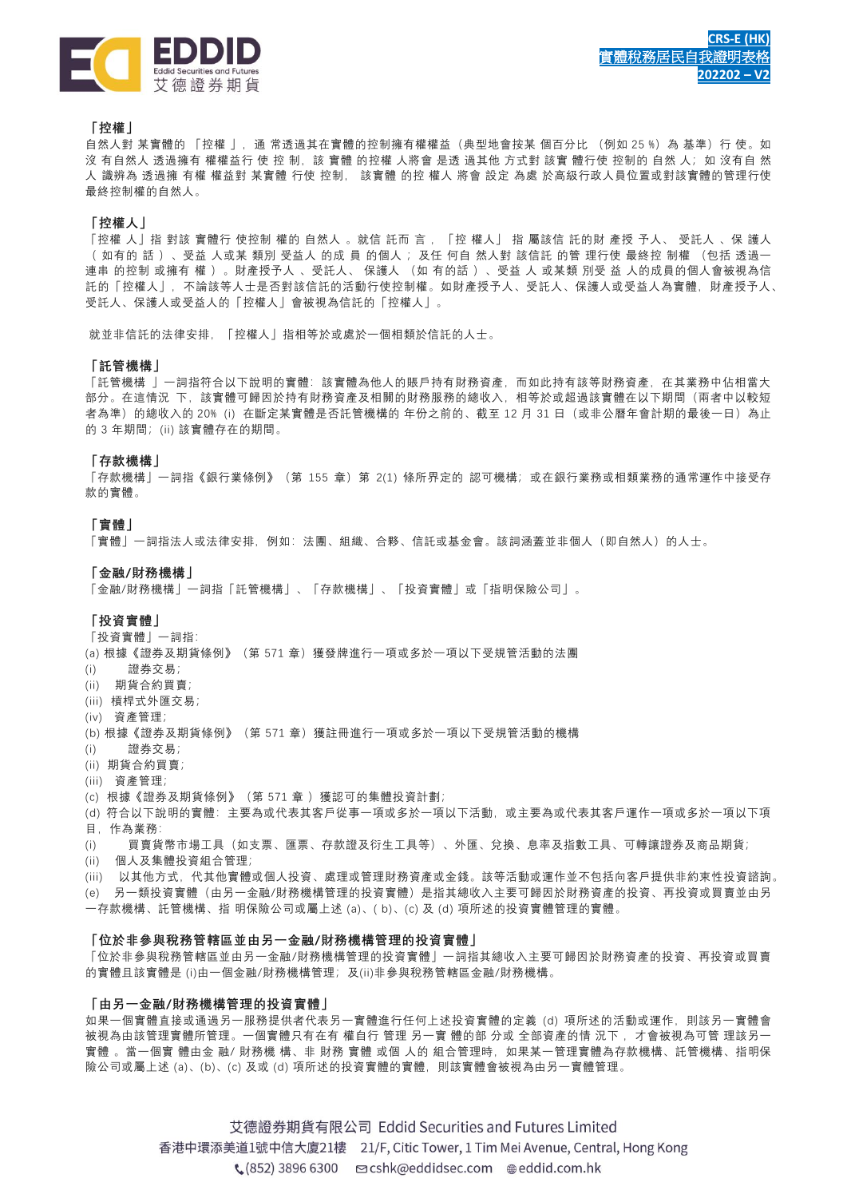**「控權」**

自然人對某實體的「控權」，通常透過其在實體的控制擁有權權益（典型地會按某個百分比（例如 25 %）為基準）行使。如沒有自然人透過擁有權權益行使控制，該實體的控權人將會是透過其他方式對該實體行使控制的自然人；如沒有自然人識辨為透過擁有權權益對某實體行使控制，該實體的控權人將會設定為處於高級行政人員位置或對該實體的管理行使最終控制權的自然人。

**「控權人」**

「控權人」指對該實體行使控制權的自然人。就信託而言，「控權人」指屬該信託的財產授予人、受託人、保護人（如有的話）、受益人或某類別受益人的成員的個人；及任何自然人對該信託的管理行使最終控制權（包括透過一連串的控制或擁有權）。財產授予人、受託人、保護人（如有的話）、受益人或某類別受益人的成員的個人會被視為信託的「控權人」，不論該等人士是否對該信託的活動行使控制權。如財產授予人、受託人、保護人或受益人為實體，財產授予人、受託人、保護人或受益人的「控權人」會被視為信託的「控權人」。

就並非信託的法律安排，「控權人」指相等於或處於一個相類於信託的人士。

**「託管機構」**

「託管機構」一詞指符合以下說明的實體：該實體為他人的賬戶持有財務資產，而如此持有該等財務資產，在其業務中佔相當大部分。在這情況下，該實體可歸因於持有財務資產及相關的財務服務的總收入，相等於或超過該實體在以下期間（兩者中以較短者為準）的總收入的 20% (i) 在斷定某實體是否託管機構的年份之前的、截至 12 月 31 日（或非公曆年會計期的最後一日）為止的 3 年期間；(ii) 該實體存在的期間。

**「存款機構」**

「存款機構」一詞指《銀行業條例》（第 155 章）第 2(1) 條所界定的認可機構；或在銀行業務或相類業務的通常運作中接受存款的實體。

**「實體」**

「實體」一詞指法人或法律安排，例如：法團、組織、合夥、信託或基金會。該詞涵蓋並非個人（即自然人）的人士。

**「金融/財務機構」**

「金融/財務機構」一詞指「託管機構」、「存款機構」、「投資實體」或「指明保險公司」。

**「投資實體」**

「投資實體」一詞指：

(a) 根據《證券及期貨條例》（第 571 章）獲發牌進行一項或多於一項以下受規管活動的法團

(i) 證券交易；

(ii) 期貨合約買賣；

(iii) 槓桿式外匯交易；

(iv) 資產管理；

(b) 根據《證券及期貨條例》（第 571 章）獲註冊進行一項或多於一項以下受規管活動的機構

(i) 證券交易；

(ii) 期貨合約買賣；

(iii) 資產管理；

(c) 根據《證券及期貨條例》（第 571 章）獲認可的集體投資計劃；

(d) 符合以下說明的實體：主要為或代表其客戶從事一項或多於一項以下活動，或主要為或代表其客戶運作一項或多於一項以下項目，作為業務：

(i) 買賣貨幣市場工具（如支票、匯票、存款證及衍生工具等）、外匯、兌換、息率及指數工具、可轉讓證券及商品期貨；

(ii) 個人及集體投資組合管理；

(iii) 以其他方式，代其他實體或個人投資、處理或管理財務資產或金錢。該等活動或運作並不包括向客戶提供非約束性投資諮詢。

(e) 另一類投資實體（由另一金融/財務機構管理的投資實體）是指其總收入主要可歸因於財務資產的投資、再投資或買賣並由另一存款機構、託管機構、指明保險公司或屬上述 (a)、(b)、(c) 及 (d) 項所述的投資實體管理的實體。

**「位於非參與稅務管轄區並由另一金融/財務機構管理的投資實體」**

「位於非參與稅務管轄區並由另一金融/財務機構管理的投資實體」一詞指其總收入主要可歸因於財務資產的投資、再投資或買賣的實體且該實體是 (i)由一個金融/財務機構管理；及(ii)非參與稅務管轄區金融/財務機構。

**「由另一金融/財務機構管理的投資實體」**

如果一個實體直接或通過另一服務提供者代表另一實體進行任何上述投資實體的定義 (d) 項所述的活動或運作，則該另一實體會被視為由該管理實體所管理。一個實體只有在有權自行管理另一實體的部分或全部資產的情況下，才會被視為可管理該另一實體。當一個實體由金融/財務機構、非財務實體或個人的組合管理時，如果某一管理實體為存款機構、託管機構、指明保險公司或屬上述 (a)、(b)、(c) 及或 (d) 項所述的投資實體的實體，則該實體會被視為由另一實體管理。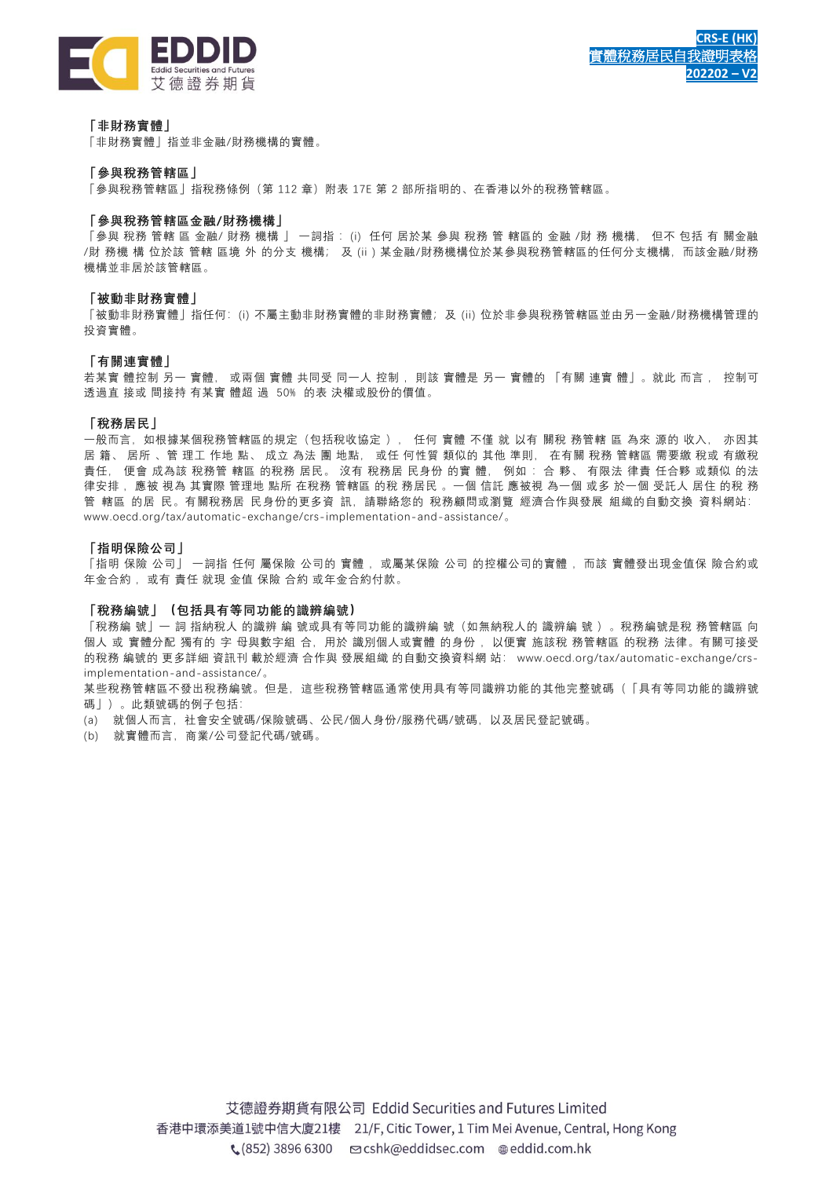**「非財務實體」**

「非財務實體」指並非金融/財務機構的實體。

**「參與稅務管轄區」**

「參與稅務管轄區」指稅務條例（第 112 章）附表 17E 第 2 部所指明的、在香港以外的稅務管轄區。

**「參與稅務管轄區金融/財務機構」**

「參與稅務管轄區金融/財務機構」一詞指：(i) 任何居於某參與稅務管轄區的金融/財務機構，但不包括有關金融/財務機構位於該管轄區境外的分支機構；及 (ii) 某金融/財務機構位於某參與稅務管轄區的任何分支機構，而該金融/財務機構並非居於該管轄區。

**「被動非財務實體」**

「被動非財務實體」指任何：(i) 不屬主動非財務實體的非財務實體；及 (ii) 位於非參與稅務管轄區並由另一金融/財務機構管理的投資實體。

**「有關連實體」**

若某實體控制另一實體，或兩個實體共同受同一人控制，則該實體是另一實體的「有關連實體」。就此而言，控制可透過直接或間接持有某實體超過 50% 的表決權或股份的價值。

**「稅務居民」**

一般而言，如根據某個稅務管轄區的規定（包括稅收協定），任何實體不僅就以有關稅務管轄區為來源的收入，亦因其居籍、居所、管理工作地點、成立為法團地點，或任何性質類似的其他準則，在有關稅務管轄區需要繳稅或有繳稅責任，便會成為該稅務管轄區的稅務居民。沒有稅務居民身份的實體，例如：合夥、有限法律責任合夥或類似的法律安排，應被視為其實際管理地點所在稅務管轄區的稅務居民。一個信託應被視為一個或多於一個受託人居住的稅務管轄區的居民。有關稅務居民身份的更多資訊，請聯絡您的稅務顧問或瀏覽經濟合作與發展組織的自動交換資料網站：www.oecd.org/tax/automatic-exchange/crs-implementation-and-assistance/。

**「指明保險公司」**

「指明保險公司」一詞指任何屬保險公司的實體，或屬某保險公司的控權公司的實體，而該實體發出現金值保險合約或年金合約，或有責任就現金值保險合約或年金合約付款。

**「稅務編號」（包括具有等同功能的識辨編號）**

「稅務編號」一詞指納稅人的識辨編號或具有等同功能的識辨編號（如無納稅人的識辨編號）。稅務編號是稅務管轄區向個人或實體分配獨有的字母與數字組合，用於識別個人或實體的身份，以便實施該稅務管轄區的稅務法律。有關可接受的稅務編號的更多詳細資訊刊載於經濟合作與發展組織的自動交換資料網站：www.oecd.org/tax/automatic-exchange/crs-implementation-and-assistance/。

某些稅務管轄區不發出稅務編號。但是，這些稅務管轄區通常使用具有等同識辨功能的其他完整號碼（「具有等同功能的識辨號碼」）。此類號碼的例子包括：

(a) 就個人而言，社會安全號碼/保險號碼、公民/個人身份/服務代碼/號碼，以及居民登記號碼。
(b) 就實體而言，商業/公司登記代碼/號碼。